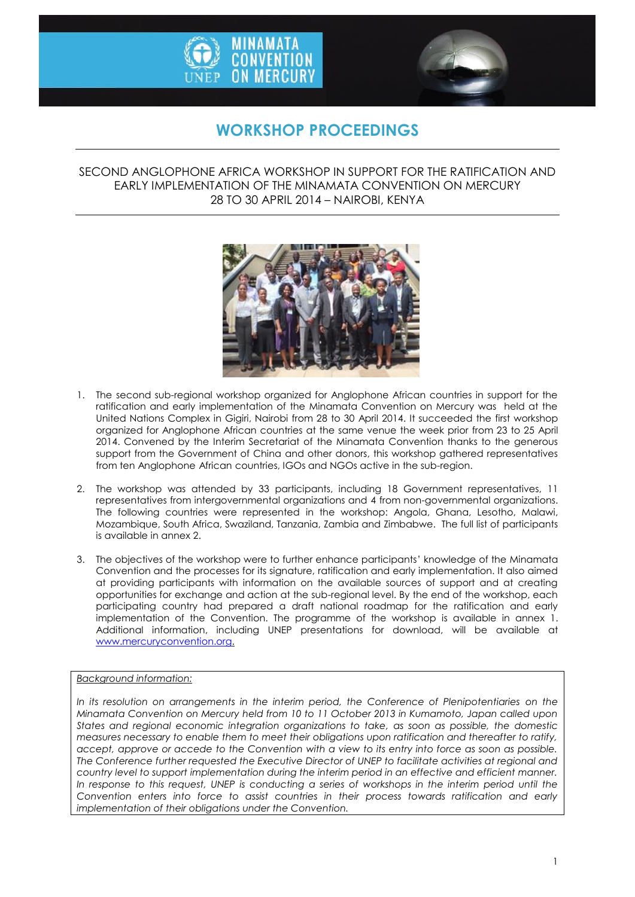# WORKSHOP PROCEEDINGS

SECOND ANGLOPHONE AFRICA WORKSHOP IN SUPPORT FOR THE RATIFICATION AND EARLY IMPLEMENTATION OF THE MINAMATA CONVENTION ON MERCURY
28 TO 30 APRIL 2014 – NAIROBI, KENYA

1. The second sub-regional workshop organized for Anglophone African countries in support for the ratification and early implementation of the Minamata Convention on Mercury was held at the United Nations Complex in Gigiri, Nairobi from 28 to 30 April 2014. It succeeded the first workshop organized for Anglophone African countries at the same venue the week prior from 23 to 25 April 2014. Convened by the Interim Secretariat of the Minamata Convention thanks to the generous support from the Government of China and other donors, this workshop gathered representatives from ten Anglophone African countries, IGOs and NGOs active in the sub-region.

2. The workshop was attended by 33 participants, including 18 Government representatives, 11 representatives from intergovernmental organizations and 4 from non-governmental organizations. The following countries were represented in the workshop: Angola, Ghana, Lesotho, Malawi, Mozambique, South Africa, Swaziland, Tanzania, Zambia and Zimbabwe. The full list of participants is available in annex 2.

3. The objectives of the workshop were to further enhance participants' knowledge of the Minamata Convention and the processes for its signature, ratification and early implementation. It also aimed at providing participants with information on the available sources of support and at creating opportunities for exchange and action at the sub-regional level. By the end of the workshop, each participating country had prepared a draft national roadmap for the ratification and early implementation of the Convention. The programme of the workshop is available in annex 1. Additional information, including UNEP presentations for download, will be available at www.mercuryconvention.org.

<u>Background information:</u>

*In its resolution on arrangements in the interim period, the Conference of Plenipotentiaries on the Minamata Convention on Mercury held from 10 to 11 October 2013 in Kumamoto, Japan called upon States and regional economic integration organizations to take, as soon as possible, the domestic measures necessary to enable them to meet their obligations upon ratification and thereafter to ratify, accept, approve or accede to the Convention with a view to its entry into force as soon as possible. The Conference further requested the Executive Director of UNEP to facilitate activities at regional and country level to support implementation during the interim period in an effective and efficient manner. In response to this request, UNEP is conducting a series of workshops in the interim period until the Convention enters into force to assist countries in their process towards ratification and early implementation of their obligations under the Convention.*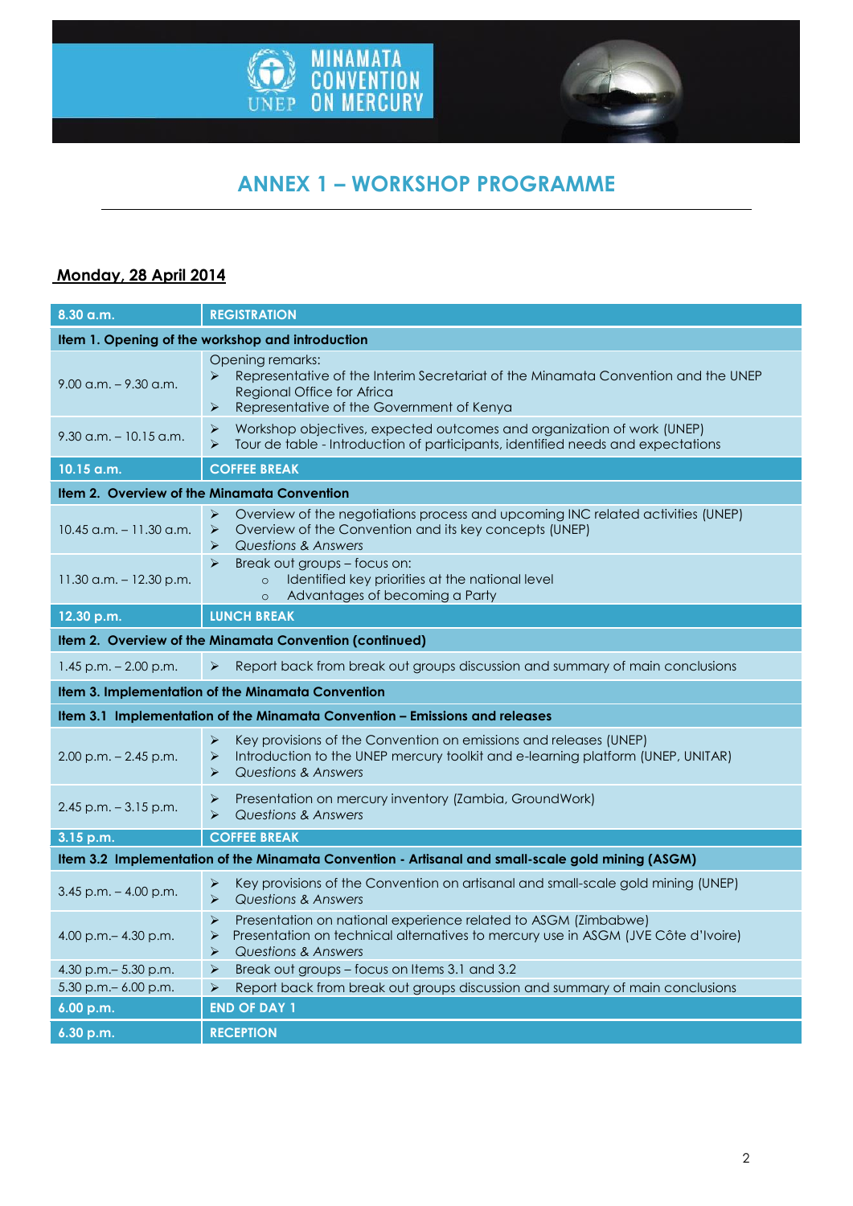# ANNEX 1 – WORKSHOP PROGRAMME

## Monday, 28 April 2014

| 8.30 a.m. | REGISTRATION |
|---|---|
| **Item 1. Opening of the workshop and introduction** | |
| 9.00 a.m. – 9.30 a.m. | Opening remarks:<br>➢ Representative of the Interim Secretariat of the Minamata Convention and the UNEP Regional Office for Africa<br>➢ Representative of the Government of Kenya |
| 9.30 a.m. – 10.15 a.m. | ➢ Workshop objectives, expected outcomes and organization of work (UNEP)<br>➢ Tour de table - Introduction of participants, identified needs and expectations |
| **10.15 a.m.** | **COFFEE BREAK** |
| **Item 2. Overview of the Minamata Convention** | |
| 10.45 a.m. – 11.30 a.m. | ➢ Overview of the negotiations process and upcoming INC related activities (UNEP)<br>➢ Overview of the Convention and its key concepts (UNEP)<br>➢ *Questions & Answers* |
| 11.30 a.m. – 12.30 p.m. | ➢ Break out groups – focus on:<br>○ Identified key priorities at the national level<br>○ Advantages of becoming a Party |
| **12.30 p.m.** | **LUNCH BREAK** |
| **Item 2. Overview of the Minamata Convention (continued)** | |
| 1.45 p.m. – 2.00 p.m. | ➢ Report back from break out groups discussion and summary of main conclusions |
| **Item 3. Implementation of the Minamata Convention** | |
| **Item 3.1 Implementation of the Minamata Convention – Emissions and releases** | |
| 2.00 p.m. – 2.45 p.m. | ➢ Key provisions of the Convention on emissions and releases (UNEP)<br>➢ Introduction to the UNEP mercury toolkit and e-learning platform (UNEP, UNITAR)<br>➢ *Questions & Answers* |
| 2.45 p.m. – 3.15 p.m. | ➢ Presentation on mercury inventory (Zambia, GroundWork)<br>➢ *Questions & Answers* |
| **3.15 p.m.** | **COFFEE BREAK** |
| **Item 3.2 Implementation of the Minamata Convention - Artisanal and small-scale gold mining (ASGM)** | |
| 3.45 p.m. – 4.00 p.m. | ➢ Key provisions of the Convention on artisanal and small-scale gold mining (UNEP)<br>➢ *Questions & Answers* |
| 4.00 p.m.– 4.30 p.m. | ➢ Presentation on national experience related to ASGM (Zimbabwe)<br>➢ Presentation on technical alternatives to mercury use in ASGM (JVE Côte d'Ivoire)<br>➢ *Questions & Answers* |
| 4.30 p.m.– 5.30 p.m. | ➢ Break out groups – focus on Items 3.1 and 3.2 |
| 5.30 p.m.– 6.00 p.m. | ➢ Report back from break out groups discussion and summary of main conclusions |
| **6.00 p.m.** | **END OF DAY 1** |
| **6.30 p.m.** | **RECEPTION** |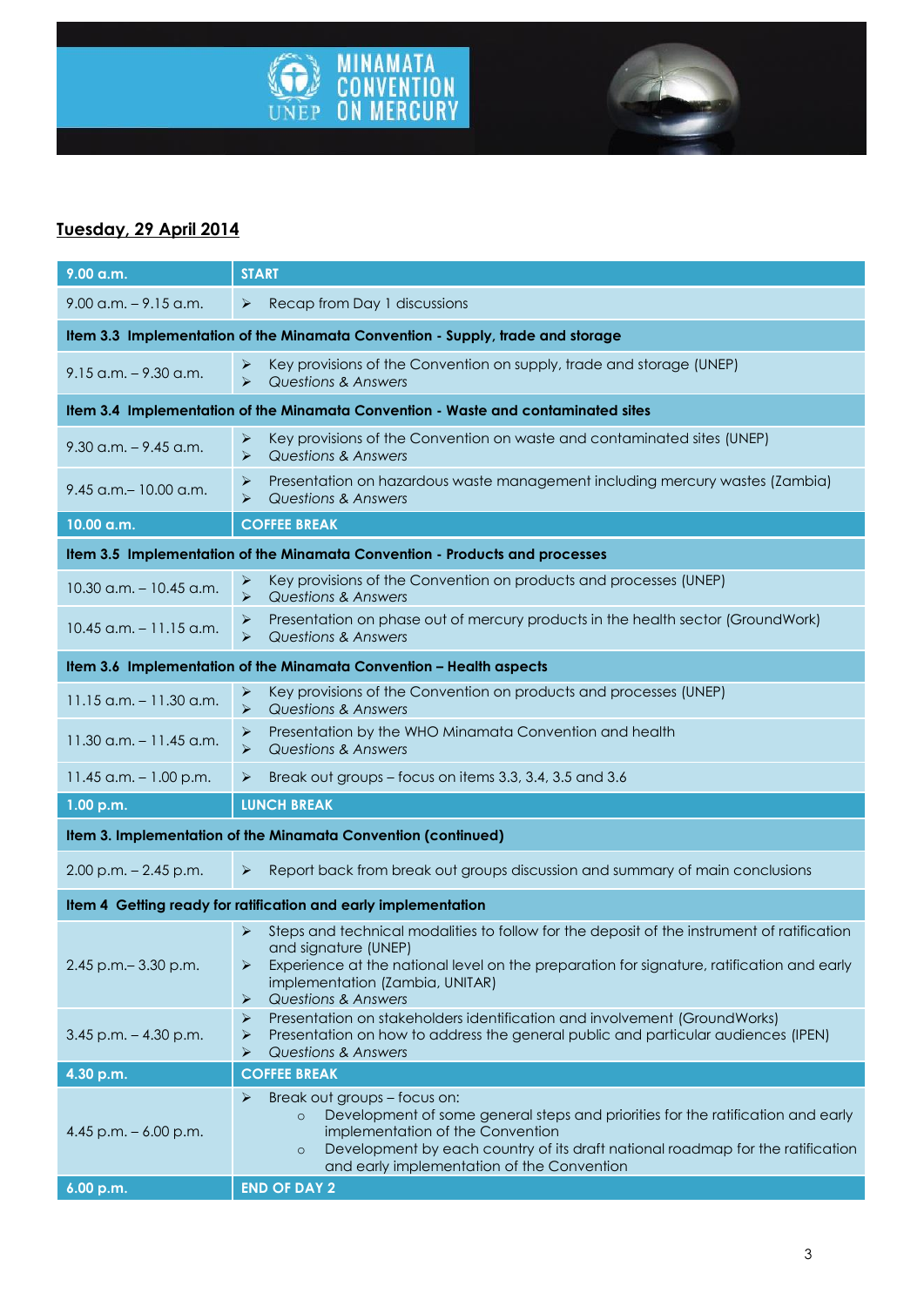## Tuesday, 29 April 2014

| 9.00 a.m. | START |
|---|---|
| 9.00 a.m. – 9.15 a.m. | ➢ Recap from Day 1 discussions |
| **Item 3.3 Implementation of the Minamata Convention - Supply, trade and storage** | |
| 9.15 a.m. – 9.30 a.m. | ➢ Key provisions of the Convention on supply, trade and storage (UNEP)<br>➢ *Questions & Answers* |
| **Item 3.4 Implementation of the Minamata Convention - Waste and contaminated sites** | |
| 9.30 a.m. – 9.45 a.m. | ➢ Key provisions of the Convention on waste and contaminated sites (UNEP)<br>➢ *Questions & Answers* |
| 9.45 a.m.– 10.00 a.m. | ➢ Presentation on hazardous waste management including mercury wastes (Zambia)<br>➢ *Questions & Answers* |
| **10.00 a.m.** | **COFFEE BREAK** |
| **Item 3.5 Implementation of the Minamata Convention - Products and processes** | |
| 10.30 a.m. – 10.45 a.m. | ➢ Key provisions of the Convention on products and processes (UNEP)<br>➢ *Questions & Answers* |
| 10.45 a.m. – 11.15 a.m. | ➢ Presentation on phase out of mercury products in the health sector (GroundWork)<br>➢ *Questions & Answers* |
| **Item 3.6 Implementation of the Minamata Convention – Health aspects** | |
| 11.15 a.m. – 11.30 a.m. | ➢ Key provisions of the Convention on products and processes (UNEP)<br>➢ *Questions & Answers* |
| 11.30 a.m. – 11.45 a.m. | ➢ Presentation by the WHO Minamata Convention and health<br>➢ *Questions & Answers* |
| 11.45 a.m. – 1.00 p.m. | ➢ Break out groups – focus on items 3.3, 3.4, 3.5 and 3.6 |
| **1.00 p.m.** | **LUNCH BREAK** |
| **Item 3. Implementation of the Minamata Convention (continued)** | |
| 2.00 p.m. – 2.45 p.m. | ➢ Report back from break out groups discussion and summary of main conclusions |
| **Item 4 Getting ready for ratification and early implementation** | |
| 2.45 p.m.– 3.30 p.m. | ➢ Steps and technical modalities to follow for the deposit of the instrument of ratification and signature (UNEP)<br>➢ Experience at the national level on the preparation for signature, ratification and early implementation (Zambia, UNITAR)<br>➢ *Questions & Answers* |
| 3.45 p.m. – 4.30 p.m. | ➢ Presentation on stakeholders identification and involvement (GroundWorks)<br>➢ Presentation on how to address the general public and particular audiences (IPEN)<br>➢ *Questions & Answers* |
| **4.30 p.m.** | **COFFEE BREAK** |
| 4.45 p.m. – 6.00 p.m. | ➢ Break out groups – focus on:<br>○ Development of some general steps and priorities for the ratification and early implementation of the Convention<br>○ Development by each country of its draft national roadmap for the ratification and early implementation of the Convention |
| **6.00 p.m.** | **END OF DAY 2** |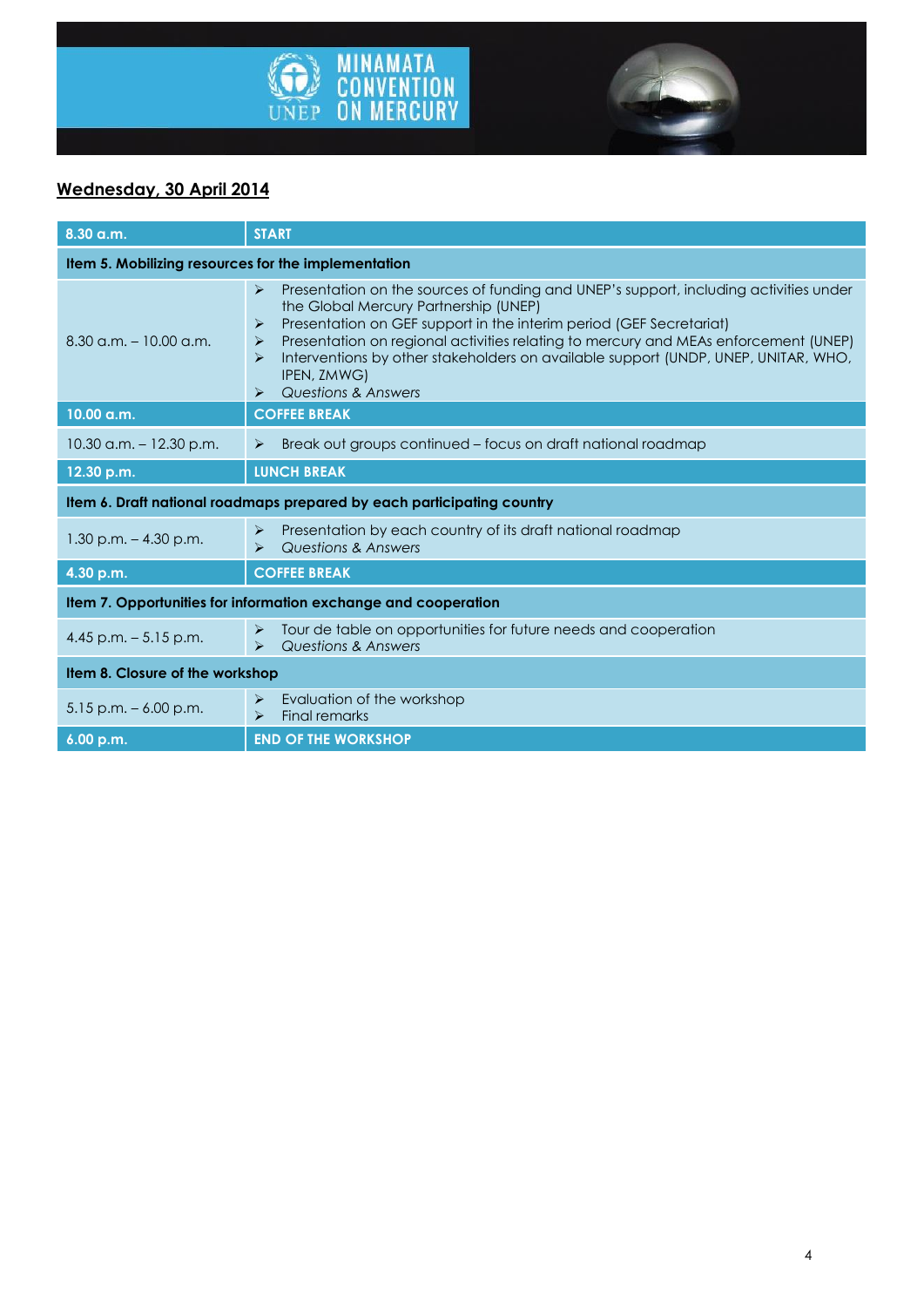## Wednesday, 30 April 2014

| 8.30 a.m. | START |
|---|---|
| **Item 5. Mobilizing resources for the implementation** | |
| 8.30 a.m. – 10.00 a.m. | ➢ Presentation on the sources of funding and UNEP's support, including activities under the Global Mercury Partnership (UNEP)<br>➢ Presentation on GEF support in the interim period (GEF Secretariat)<br>➢ Presentation on regional activities relating to mercury and MEAs enforcement (UNEP)<br>➢ Interventions by other stakeholders on available support (UNDP, UNEP, UNITAR, WHO, IPEN, ZMWG)<br>➢ *Questions & Answers* |
| **10.00 a.m.** | **COFFEE BREAK** |
| 10.30 a.m. – 12.30 p.m. | ➢ Break out groups continued – focus on draft national roadmap |
| **12.30 p.m.** | **LUNCH BREAK** |
| **Item 6. Draft national roadmaps prepared by each participating country** | |
| 1.30 p.m. – 4.30 p.m. | ➢ Presentation by each country of its draft national roadmap<br>➢ *Questions & Answers* |
| **4.30 p.m.** | **COFFEE BREAK** |
| **Item 7. Opportunities for information exchange and cooperation** | |
| 4.45 p.m. – 5.15 p.m. | ➢ Tour de table on opportunities for future needs and cooperation<br>➢ *Questions & Answers* |
| **Item 8. Closure of the workshop** | |
| 5.15 p.m. – 6.00 p.m. | ➢ Evaluation of the workshop<br>➢ Final remarks |
| **6.00 p.m.** | **END OF THE WORKSHOP** |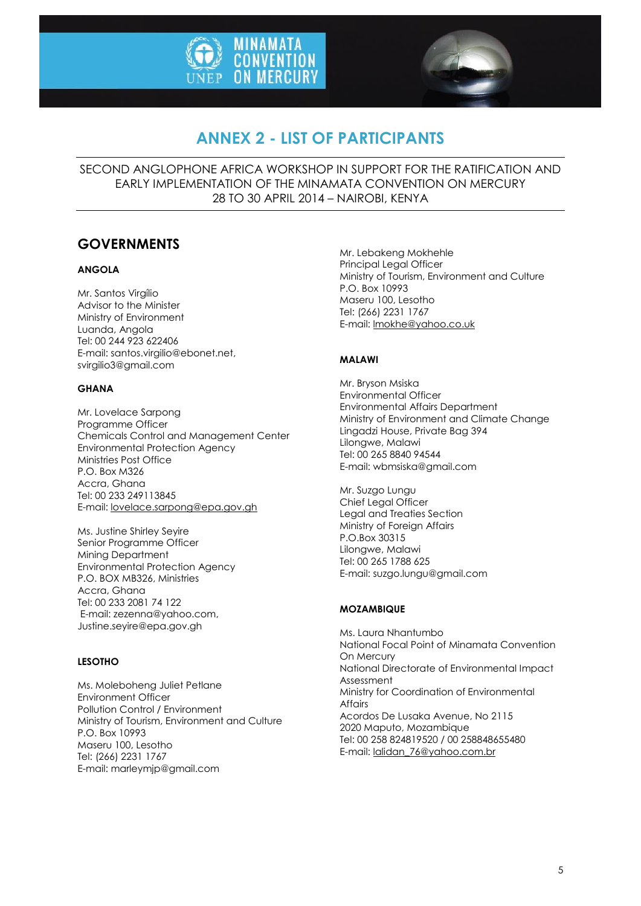# ANNEX 2 - LIST OF PARTICIPANTS

SECOND ANGLOPHONE AFRICA WORKSHOP IN SUPPORT FOR THE RATIFICATION AND EARLY IMPLEMENTATION OF THE MINAMATA CONVENTION ON MERCURY
28 TO 30 APRIL 2014 – NAIROBI, KENYA

## GOVERNMENTS

### ANGOLA

Mr. Santos Virgílio
Advisor to the Minister
Ministry of Environment
Luanda, Angola
Tel: 00 244 923 622406
E-mail: santos.virgilio@ebonet.net, svirgilio3@gmail.com

### GHANA

Mr. Lovelace Sarpong
Programme Officer
Chemicals Control and Management Center
Environmental Protection Agency
Ministries Post Office
P.O. Box M326
Accra, Ghana
Tel: 00 233 249113845
E-mail: lovelace.sarpong@epa.gov.gh

Ms. Justine Shirley Seyire
Senior Programme Officer
Mining Department
Environmental Protection Agency
P.O. BOX MB326, Ministries
Accra, Ghana
Tel: 00 233 2081 74 122
E-mail: zezenna@yahoo.com, Justine.seyire@epa.gov.gh

### LESOTHO

Ms. Moleboheng Juliet Petlane
Environment Officer
Pollution Control / Environment
Ministry of Tourism, Environment and Culture
P.O. Box 10993
Maseru 100, Lesotho
Tel: (266) 2231 1767
E-mail: marleymjp@gmail.com

Mr. Lebakeng Mokhehle
Principal Legal Officer
Ministry of Tourism, Environment and Culture
P.O. Box 10993
Maseru 100, Lesotho
Tel: (266) 2231 1767
E-mail: lmokhe@yahoo.co.uk

### MALAWI

Mr. Bryson Msiska
Environmental Officer
Environmental Affairs Department
Ministry of Environment and Climate Change
Lingadzi House, Private Bag 394
Lilongwe, Malawi
Tel: 00 265 8840 94544
E-mail: wbmsiska@gmail.com

Mr. Suzgo Lungu
Chief Legal Officer
Legal and Treaties Section
Ministry of Foreign Affairs
P.O.Box 30315
Lilongwe, Malawi
Tel: 00 265 1788 625
E-mail: suzgo.lungu@gmail.com

### MOZAMBIQUE

Ms. Laura Nhantumbo
National Focal Point of Minamata Convention On Mercury
National Directorate of Environmental Impact Assessment
Ministry for Coordination of Environmental Affairs
Acordos De Lusaka Avenue, No 2115
2020 Maputo, Mozambique
Tel: 00 258 824819520 / 00 258848655480
E-mail: lalidan_76@yahoo.com.br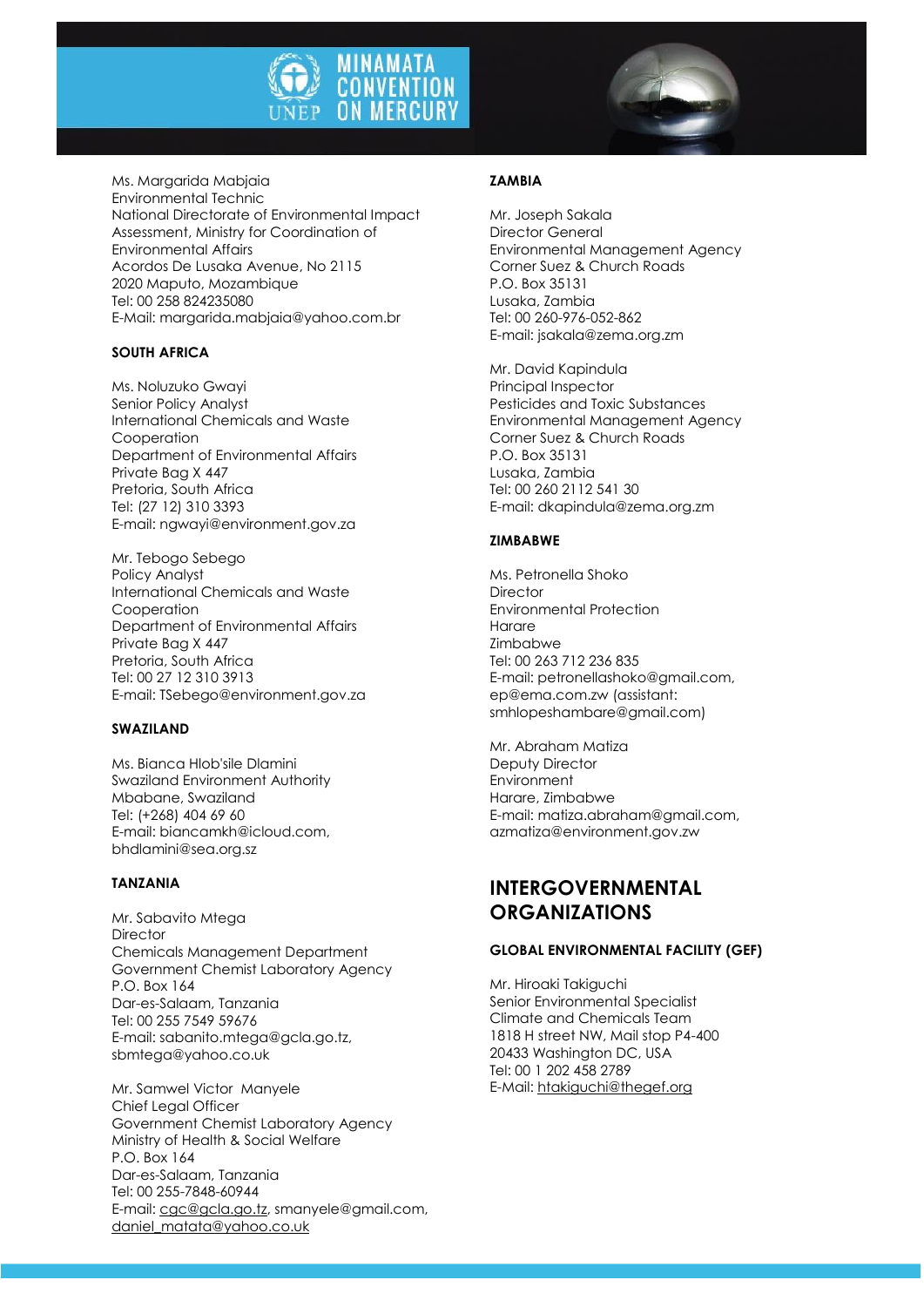Ms. Margarida Mabjaia
Environmental Technic
National Directorate of Environmental Impact Assessment, Ministry for Coordination of Environmental Affairs
Acordos De Lusaka Avenue, No 2115
2020 Maputo, Mozambique
Tel: 00 258 824235080
E-Mail: margarida.mabjaia@yahoo.com.br

### SOUTH AFRICA

Ms. Noluzuko Gwayi
Senior Policy Analyst
International Chemicals and Waste Cooperation
Department of Environmental Affairs
Private Bag X 447
Pretoria, South Africa
Tel: (27 12) 310 3393
E-mail: ngwayi@environment.gov.za

Mr. Tebogo Sebego
Policy Analyst
International Chemicals and Waste Cooperation
Department of Environmental Affairs
Private Bag X 447
Pretoria, South Africa
Tel: 00 27 12 310 3913
E-mail: TSebego@environment.gov.za

### SWAZILAND

Ms. Bianca Hlob'sile Dlamini
Swaziland Environment Authority
Mbabane, Swaziland
Tel: (+268) 404 69 60
E-mail: biancamkh@icloud.com, bhdlamini@sea.org.sz

### TANZANIA

Mr. Sabavito Mtega
Director
Chemicals Management Department
Government Chemist Laboratory Agency
P.O. Box 164
Dar-es-Salaam, Tanzania
Tel: 00 255 7549 59676
E-mail: sabanito.mtega@gcla.go.tz, sbmtega@yahoo.co.uk

Mr. Samwel Victor Manyele
Chief Legal Officer
Government Chemist Laboratory Agency
Ministry of Health & Social Welfare
P.O. Box 164
Dar-es-Salaam, Tanzania
Tel: 00 255-7848-60944
E-mail: cgc@gcla.go.tz, smanyele@gmail.com, daniel_matata@yahoo.co.uk

### ZAMBIA

Mr. Joseph Sakala
Director General
Environmental Management Agency
Corner Suez & Church Roads
P.O. Box 35131
Lusaka, Zambia
Tel: 00 260-976-052-862
E-mail: jsakala@zema.org.zm

Mr. David Kapindula
Principal Inspector
Pesticides and Toxic Substances
Environmental Management Agency
Corner Suez & Church Roads
P.O. Box 35131
Lusaka, Zambia
Tel: 00 260 2112 541 30
E-mail: dkapindula@zema.org.zm

### ZIMBABWE

Ms. Petronella Shoko
Director
Environmental Protection
Harare
Zimbabwe
Tel: 00 263 712 236 835
E-mail: petronellashoko@gmail.com, ep@ema.com.zw (assistant: smhlopeshambare@gmail.com)

Mr. Abraham Matiza
Deputy Director
Environment
Harare, Zimbabwe
E-mail: matiza.abraham@gmail.com, azmatiza@environment.gov.zw

## INTERGOVERNMENTAL ORGANIZATIONS

### GLOBAL ENVIRONMENTAL FACILITY (GEF)

Mr. Hiroaki Takiguchi
Senior Environmental Specialist
Climate and Chemicals Team
1818 H street NW, Mail stop P4-400
20433 Washington DC, USA
Tel: 00 1 202 458 2789
E-Mail: htakiguchi@thegef.org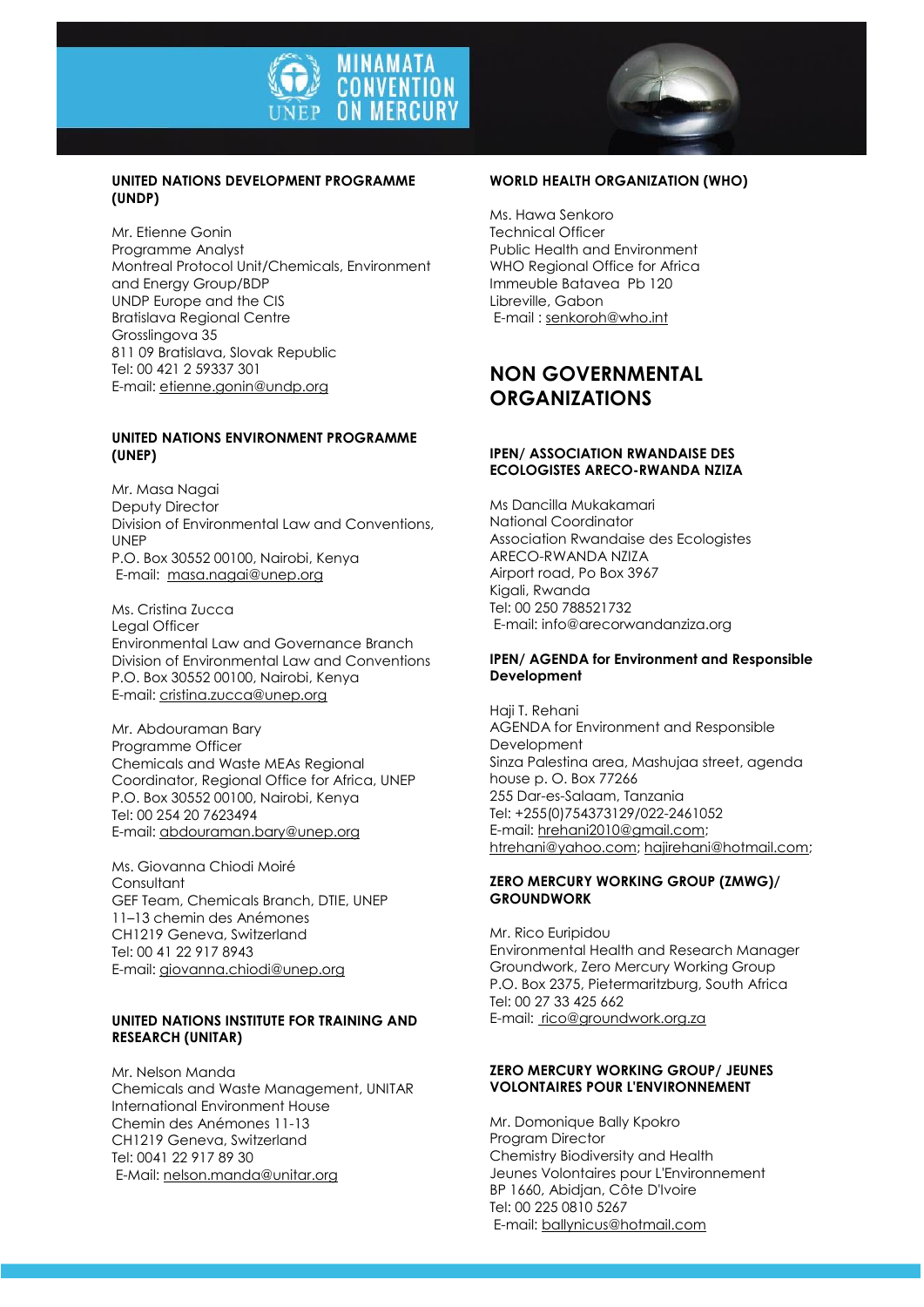**UNITED NATIONS DEVELOPMENT PROGRAMME (UNDP)**

Mr. Etienne Gonin
Programme Analyst
Montreal Protocol Unit/Chemicals, Environment and Energy Group/BDP
UNDP Europe and the CIS
Bratislava Regional Centre
Grosslingova 35
811 09 Bratislava, Slovak Republic
Tel: 00 421 2 59337 301
E-mail: etienne.gonin@undp.org

**UNITED NATIONS ENVIRONMENT PROGRAMME (UNEP)**

Mr. Masa Nagai
Deputy Director
Division of Environmental Law and Conventions, UNEP
P.O. Box 30552 00100, Nairobi, Kenya
E-mail: masa.nagai@unep.org

Ms. Cristina Zucca
Legal Officer
Environmental Law and Governance Branch
Division of Environmental Law and Conventions
P.O. Box 30552 00100, Nairobi, Kenya
E-mail: cristina.zucca@unep.org

Mr. Abdouraman Bary
Programme Officer
Chemicals and Waste MEAs Regional Coordinator, Regional Office for Africa, UNEP
P.O. Box 30552 00100, Nairobi, Kenya
Tel: 00 254 20 7623494
E-mail: abdouraman.bary@unep.org

Ms. Giovanna Chiodi Moiré
Consultant
GEF Team, Chemicals Branch, DTIE, UNEP
11–13 chemin des Anémones
CH1219 Geneva, Switzerland
Tel: 00 41 22 917 8943
E-mail: giovanna.chiodi@unep.org

**UNITED NATIONS INSTITUTE FOR TRAINING AND RESEARCH (UNITAR)**

Mr. Nelson Manda
Chemicals and Waste Management, UNITAR
International Environment House
Chemin des Anémones 11-13
CH1219 Geneva, Switzerland
Tel: 0041 22 917 89 30
E-Mail: nelson.manda@unitar.org

**WORLD HEALTH ORGANIZATION (WHO)**

Ms. Hawa Senkoro
Technical Officer
Public Health and Environment
WHO Regional Office for Africa
Immeuble Batavea Pb 120
Libreville, Gabon
E-mail : senkoroh@who.int

## NON GOVERNMENTAL ORGANIZATIONS

**IPEN/ ASSOCIATION RWANDAISE DES ECOLOGISTES ARECO-RWANDA NZIZA**

Ms Dancilla Mukakamari
National Coordinator
Association Rwandaise des Ecologistes ARECO-RWANDA NZIZA
Airport road, Po Box 3967
Kigali, Rwanda
Tel: 00 250 788521732
E-mail: info@arecorwandanziza.org

**IPEN/ AGENDA for Environment and Responsible Development**

Haji T. Rehani
AGENDA for Environment and Responsible Development
Sinza Palestina area, Mashujaa street, agenda house p. O. Box 77266
255 Dar-es-Salaam, Tanzania
Tel: +255(0)754373129/022-2461052
E-mail: hrehani2010@gmail.com; htrehani@yahoo.com; hajirehani@hotmail.com;

**ZERO MERCURY WORKING GROUP (ZMWG)/ GROUNDWORK**

Mr. Rico Euripidou
Environmental Health and Research Manager
Groundwork, Zero Mercury Working Group
P.O. Box 2375, Pietermaritzburg, South Africa
Tel: 00 27 33 425 662
E-mail: rico@groundwork.org.za

**ZERO MERCURY WORKING GROUP/ JEUNES VOLONTAIRES POUR L'ENVIRONNEMENT**

Mr. Domonique Bally Kpokro
Program Director
Chemistry Biodiversity and Health
Jeunes Volontaires pour L'Environnement
BP 1660, Abidjan, Côte D'Ivoire
Tel: 00 225 0810 5267
E-mail: ballynicus@hotmail.com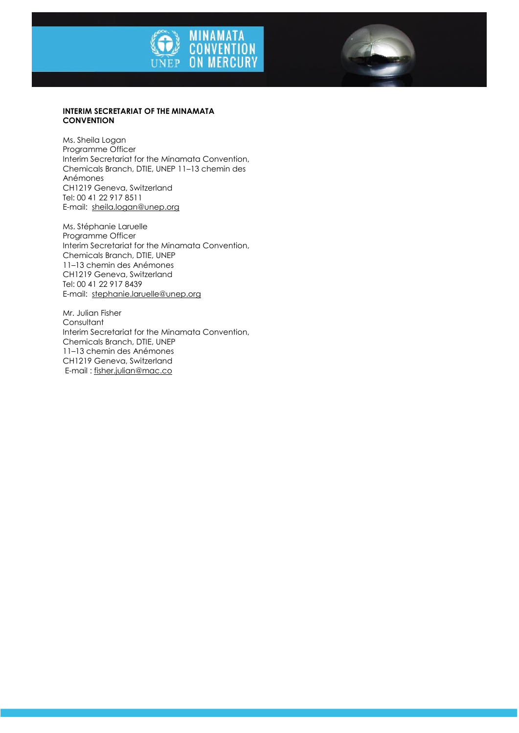**INTERIM SECRETARIAT OF THE MINAMATA CONVENTION**

Ms. Sheila Logan
Programme Officer
Interim Secretariat for the Minamata Convention,
Chemicals Branch, DTIE, UNEP 11–13 chemin des Anémones
CH1219 Geneva, Switzerland
Tel: 00 41 22 917 8511
E-mail: sheila.logan@unep.org

Ms. Stéphanie Laruelle
Programme Officer
Interim Secretariat for the Minamata Convention,
Chemicals Branch, DTIE, UNEP
11–13 chemin des Anémones
CH1219 Geneva, Switzerland
Tel: 00 41 22 917 8439
E-mail: stephanie.laruelle@unep.org

Mr. Julian Fisher
Consultant
Interim Secretariat for the Minamata Convention,
Chemicals Branch, DTIE, UNEP
11–13 chemin des Anémones
CH1219 Geneva, Switzerland
E-mail : fisher.julian@mac.co